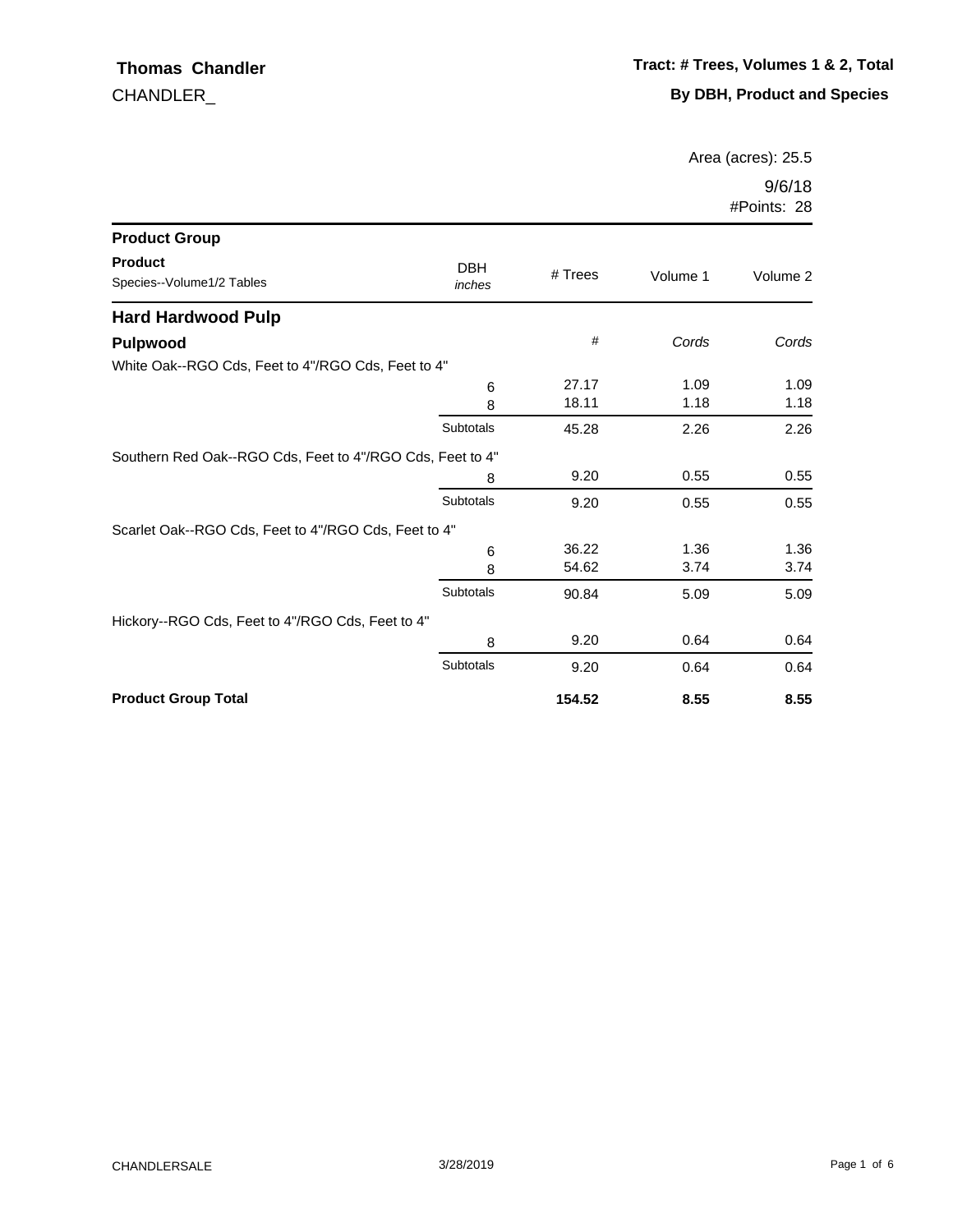**Thomas Chandler**

CHANDLER_

**Tract: # Trees, Volumes 1 & 2, Total**

**By DBH, Product and Species**

Area (acres): 25.5

9/6/18

#Points: 28

| Product Group / Product / Species--Volume1/2 Tables | DBH *inches* | # Trees | Volume 1 | Volume 2 |
|---|---|---|---|---|
| **Hard Hardwood Pulp** | | | | |
| **Pulpwood** | | # | *Cords* | *Cords* |
| White Oak--RGO Cds, Feet to 4"/RGO Cds, Feet to 4" | | | | |
| | 6 | 27.17 | 1.09 | 1.09 |
| | 8 | 18.11 | 1.18 | 1.18 |
| | Subtotals | 45.28 | 2.26 | 2.26 |
| Southern Red Oak--RGO Cds, Feet to 4"/RGO Cds, Feet to 4" | | | | |
| | 8 | 9.20 | 0.55 | 0.55 |
| | Subtotals | 9.20 | 0.55 | 0.55 |
| Scarlet Oak--RGO Cds, Feet to 4"/RGO Cds, Feet to 4" | | | | |
| | 6 | 36.22 | 1.36 | 1.36 |
| | 8 | 54.62 | 3.74 | 3.74 |
| | Subtotals | 90.84 | 5.09 | 5.09 |
| Hickory--RGO Cds, Feet to 4"/RGO Cds, Feet to 4" | | | | |
| | 8 | 9.20 | 0.64 | 0.64 |
| | Subtotals | 9.20 | 0.64 | 0.64 |
| **Product Group Total** | | **154.52** | **8.55** | **8.55** |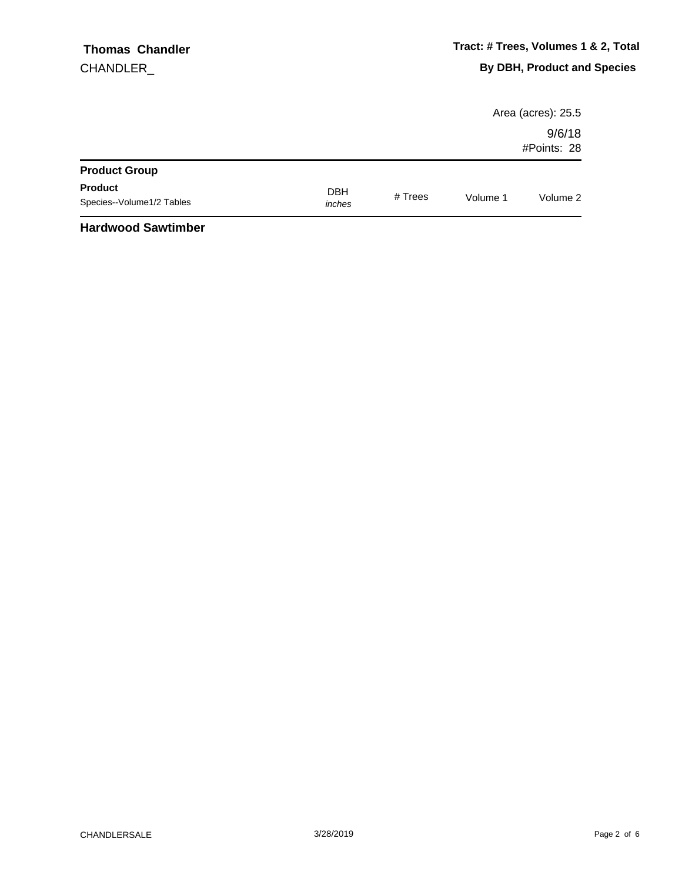**Thomas Chandler**

CHANDLER_

**Tract: # Trees, Volumes 1 & 2, Total**

**By DBH, Product and Species**

Area (acres): 25.5

9/6/18

#Points: 28

| **Product Group**<br>**Product**<br>Species--Volume1/2 Tables | DBH<br>*inches* | # Trees | Volume 1 | Volume 2 |
|---|---|---|---|---|

**Hardwood Sawtimber**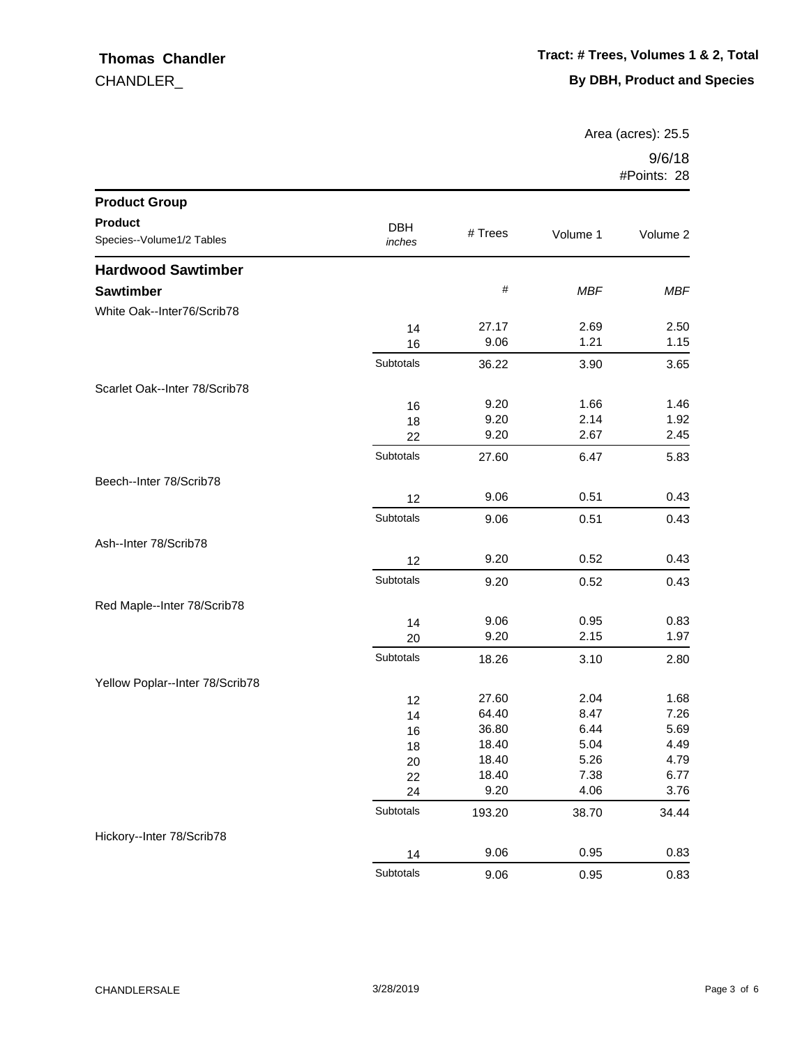**Thomas Chandler**

CHANDLER_

**Tract: # Trees, Volumes 1 & 2, Total**

**By DBH, Product and Species**

Area (acres): 25.5

9/6/18

#Points: 28

| Product Group / Product / Species--Volume1/2 Tables | DBH *inches* | # Trees | Volume 1 | Volume 2 |
|---|---|---|---|---|
| **Hardwood Sawtimber** | | | | |
| **Sawtimber** | | # | *MBF* | *MBF* |
| White Oak--Inter76/Scrib78 | | | | |
| | 14 | 27.17 | 2.69 | 2.50 |
| | 16 | 9.06 | 1.21 | 1.15 |
| | Subtotals | 36.22 | 3.90 | 3.65 |
| Scarlet Oak--Inter 78/Scrib78 | | | | |
| | 16 | 9.20 | 1.66 | 1.46 |
| | 18 | 9.20 | 2.14 | 1.92 |
| | 22 | 9.20 | 2.67 | 2.45 |
| | Subtotals | 27.60 | 6.47 | 5.83 |
| Beech--Inter 78/Scrib78 | | | | |
| | 12 | 9.06 | 0.51 | 0.43 |
| | Subtotals | 9.06 | 0.51 | 0.43 |
| Ash--Inter 78/Scrib78 | | | | |
| | 12 | 9.20 | 0.52 | 0.43 |
| | Subtotals | 9.20 | 0.52 | 0.43 |
| Red Maple--Inter 78/Scrib78 | | | | |
| | 14 | 9.06 | 0.95 | 0.83 |
| | 20 | 9.20 | 2.15 | 1.97 |
| | Subtotals | 18.26 | 3.10 | 2.80 |
| Yellow Poplar--Inter 78/Scrib78 | | | | |
| | 12 | 27.60 | 2.04 | 1.68 |
| | 14 | 64.40 | 8.47 | 7.26 |
| | 16 | 36.80 | 6.44 | 5.69 |
| | 18 | 18.40 | 5.04 | 4.49 |
| | 20 | 18.40 | 5.26 | 4.79 |
| | 22 | 18.40 | 7.38 | 6.77 |
| | 24 | 9.20 | 4.06 | 3.76 |
| | Subtotals | 193.20 | 38.70 | 34.44 |
| Hickory--Inter 78/Scrib78 | | | | |
| | 14 | 9.06 | 0.95 | 0.83 |
| | Subtotals | 9.06 | 0.95 | 0.83 |

CHANDLERSALE 3/28/2019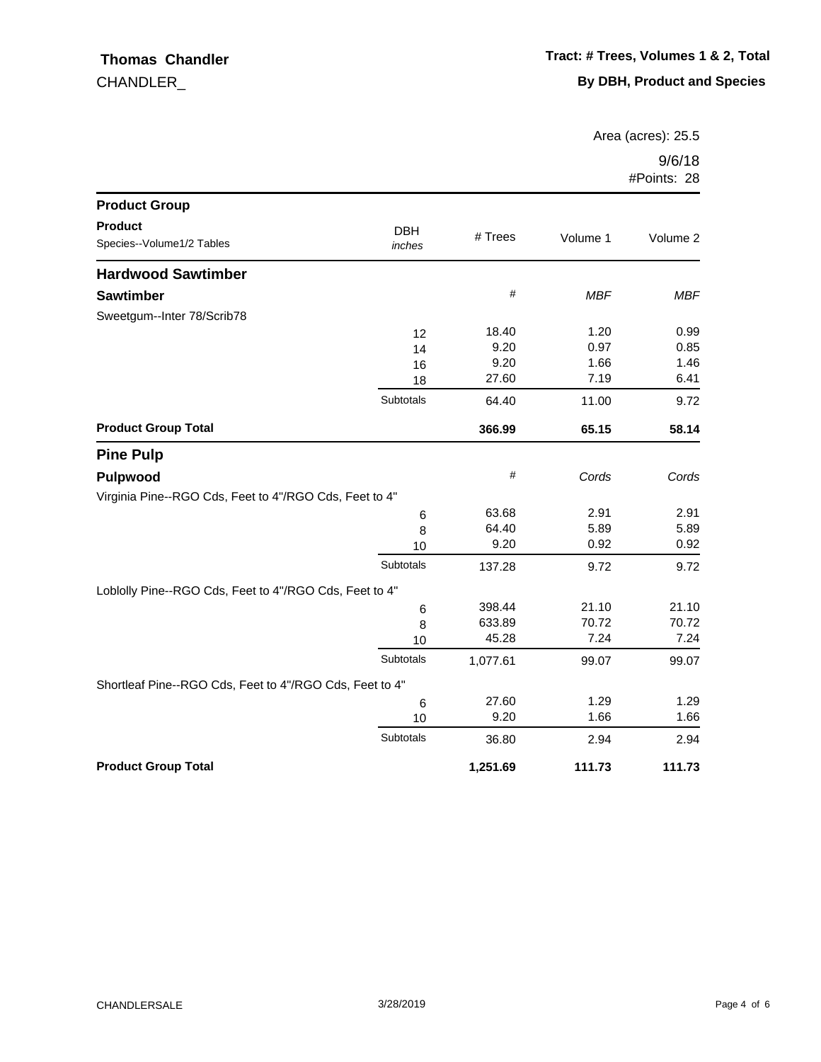**Thomas Chandler**

CHANDLER_

**Tract: # Trees, Volumes 1 & 2, Total**

**By DBH, Product and Species**

Area (acres): 25.5

9/6/18

#Points: 28

| Product Group<br>Product<br>Species--Volume1/2 Tables | DBH *inches* | # Trees | Volume 1 | Volume 2 |
|---|---|---|---|---|
| **Hardwood Sawtimber** | | | | |
| **Sawtimber** | | # | *MBF* | *MBF* |
| Sweetgum--Inter 78/Scrib78 | | | | |
| | 12 | 18.40 | 1.20 | 0.99 |
| | 14 | 9.20 | 0.97 | 0.85 |
| | 16 | 9.20 | 1.66 | 1.46 |
| | 18 | 27.60 | 7.19 | 6.41 |
| | Subtotals | 64.40 | 11.00 | 9.72 |
| **Product Group Total** | | **366.99** | **65.15** | **58.14** |
| **Pine Pulp** | | | | |
| **Pulpwood** | | # | *Cords* | *Cords* |
| Virginia Pine--RGO Cds, Feet to 4"/RGO Cds, Feet to 4" | | | | |
| | 6 | 63.68 | 2.91 | 2.91 |
| | 8 | 64.40 | 5.89 | 5.89 |
| | 10 | 9.20 | 0.92 | 0.92 |
| | Subtotals | 137.28 | 9.72 | 9.72 |
| Loblolly Pine--RGO Cds, Feet to 4"/RGO Cds, Feet to 4" | | | | |
| | 6 | 398.44 | 21.10 | 21.10 |
| | 8 | 633.89 | 70.72 | 70.72 |
| | 10 | 45.28 | 7.24 | 7.24 |
| | Subtotals | 1,077.61 | 99.07 | 99.07 |
| Shortleaf Pine--RGO Cds, Feet to 4"/RGO Cds, Feet to 4" | | | | |
| | 6 | 27.60 | 1.29 | 1.29 |
| | 10 | 9.20 | 1.66 | 1.66 |
| | Subtotals | 36.80 | 2.94 | 2.94 |
| **Product Group Total** | | **1,251.69** | **111.73** | **111.73** |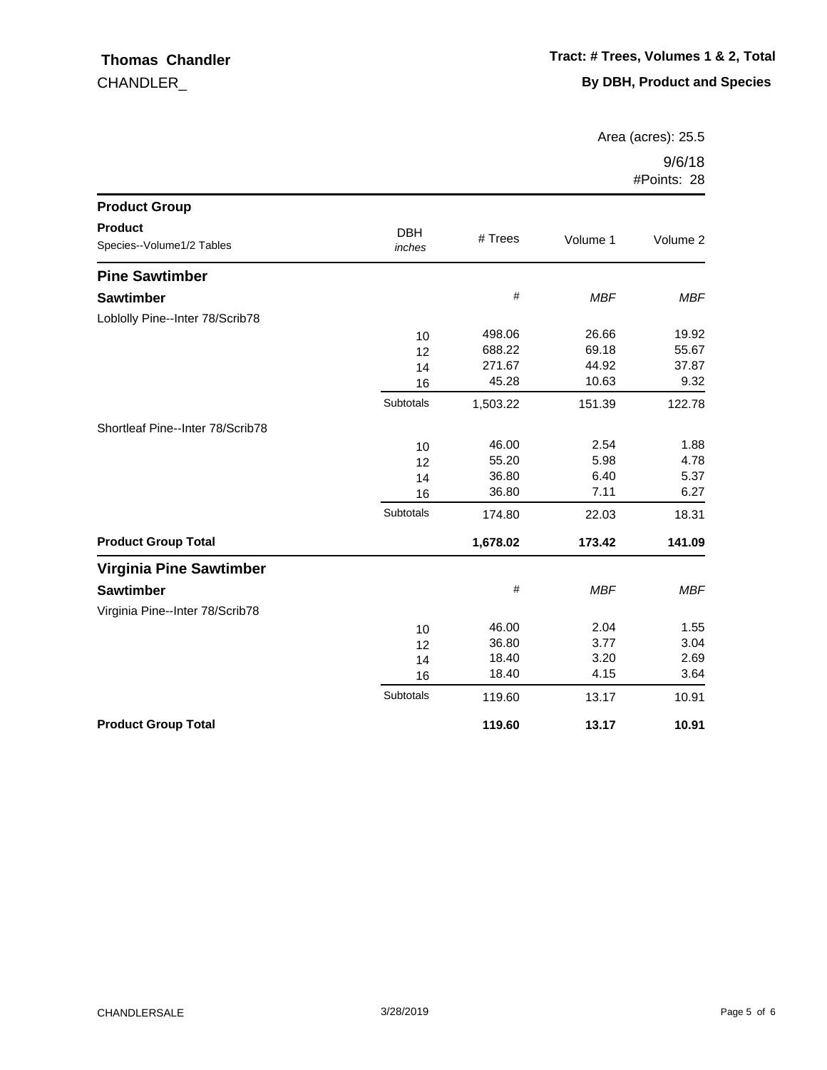**Thomas Chandler**

CHANDLER_

**Tract: # Trees, Volumes 1 & 2, Total**

**By DBH, Product and Species**

Area (acres): 25.5

9/6/18

#Points: 28

| Product Group<br>Product<br>Species--Volume1/2 Tables | DBH<br>*inches* | # Trees | Volume 1 | Volume 2 |
|---|---|---|---|---|
| **Pine Sawtimber** | | | | |
| **Sawtimber** | | # | *MBF* | *MBF* |
| Loblolly Pine--Inter 78/Scrib78 | | | | |
| | 10 | 498.06 | 26.66 | 19.92 |
| | 12 | 688.22 | 69.18 | 55.67 |
| | 14 | 271.67 | 44.92 | 37.87 |
| | 16 | 45.28 | 10.63 | 9.32 |
| | Subtotals | 1,503.22 | 151.39 | 122.78 |
| Shortleaf Pine--Inter 78/Scrib78 | | | | |
| | 10 | 46.00 | 2.54 | 1.88 |
| | 12 | 55.20 | 5.98 | 4.78 |
| | 14 | 36.80 | 6.40 | 5.37 |
| | 16 | 36.80 | 7.11 | 6.27 |
| | Subtotals | 174.80 | 22.03 | 18.31 |
| **Product Group Total** | | **1,678.02** | **173.42** | **141.09** |
| **Virginia Pine Sawtimber** | | | | |
| **Sawtimber** | | # | *MBF* | *MBF* |
| Virginia Pine--Inter 78/Scrib78 | | | | |
| | 10 | 46.00 | 2.04 | 1.55 |
| | 12 | 36.80 | 3.77 | 3.04 |
| | 14 | 18.40 | 3.20 | 2.69 |
| | 16 | 18.40 | 4.15 | 3.64 |
| | Subtotals | 119.60 | 13.17 | 10.91 |
| **Product Group Total** | | **119.60** | **13.17** | **10.91** |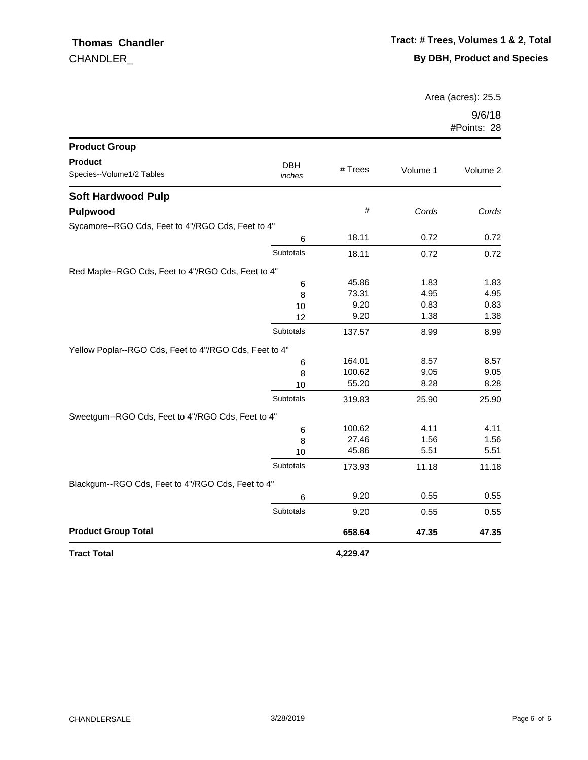**Thomas Chandler**

CHANDLER_

**Tract: # Trees, Volumes 1 & 2, Total**

**By DBH, Product and Species**

Area (acres): 25.5

9/6/18

#Points: 28

| Product Group<br>Product<br>Species--Volume1/2 Tables | DBH *inches* | # Trees | Volume 1 | Volume 2 |
|---|---|---|---|---|
| **Soft Hardwood Pulp** | | | | |
| **Pulpwood** | | # | *Cords* | *Cords* |
| Sycamore--RGO Cds, Feet to 4"/RGO Cds, Feet to 4" | | | | |
| | 6 | 18.11 | 0.72 | 0.72 |
| | Subtotals | 18.11 | 0.72 | 0.72 |
| Red Maple--RGO Cds, Feet to 4"/RGO Cds, Feet to 4" | | | | |
| | 6 | 45.86 | 1.83 | 1.83 |
| | 8 | 73.31 | 4.95 | 4.95 |
| | 10 | 9.20 | 0.83 | 0.83 |
| | 12 | 9.20 | 1.38 | 1.38 |
| | Subtotals | 137.57 | 8.99 | 8.99 |
| Yellow Poplar--RGO Cds, Feet to 4"/RGO Cds, Feet to 4" | | | | |
| | 6 | 164.01 | 8.57 | 8.57 |
| | 8 | 100.62 | 9.05 | 9.05 |
| | 10 | 55.20 | 8.28 | 8.28 |
| | Subtotals | 319.83 | 25.90 | 25.90 |
| Sweetgum--RGO Cds, Feet to 4"/RGO Cds, Feet to 4" | | | | |
| | 6 | 100.62 | 4.11 | 4.11 |
| | 8 | 27.46 | 1.56 | 1.56 |
| | 10 | 45.86 | 5.51 | 5.51 |
| | Subtotals | 173.93 | 11.18 | 11.18 |
| Blackgum--RGO Cds, Feet to 4"/RGO Cds, Feet to 4" | | | | |
| | 6 | 9.20 | 0.55 | 0.55 |
| | Subtotals | 9.20 | 0.55 | 0.55 |
| **Product Group Total** | | **658.64** | **47.35** | **47.35** |
| **Tract Total** | | **4,229.47** | | |

CHANDLERSALE 3/28/2019